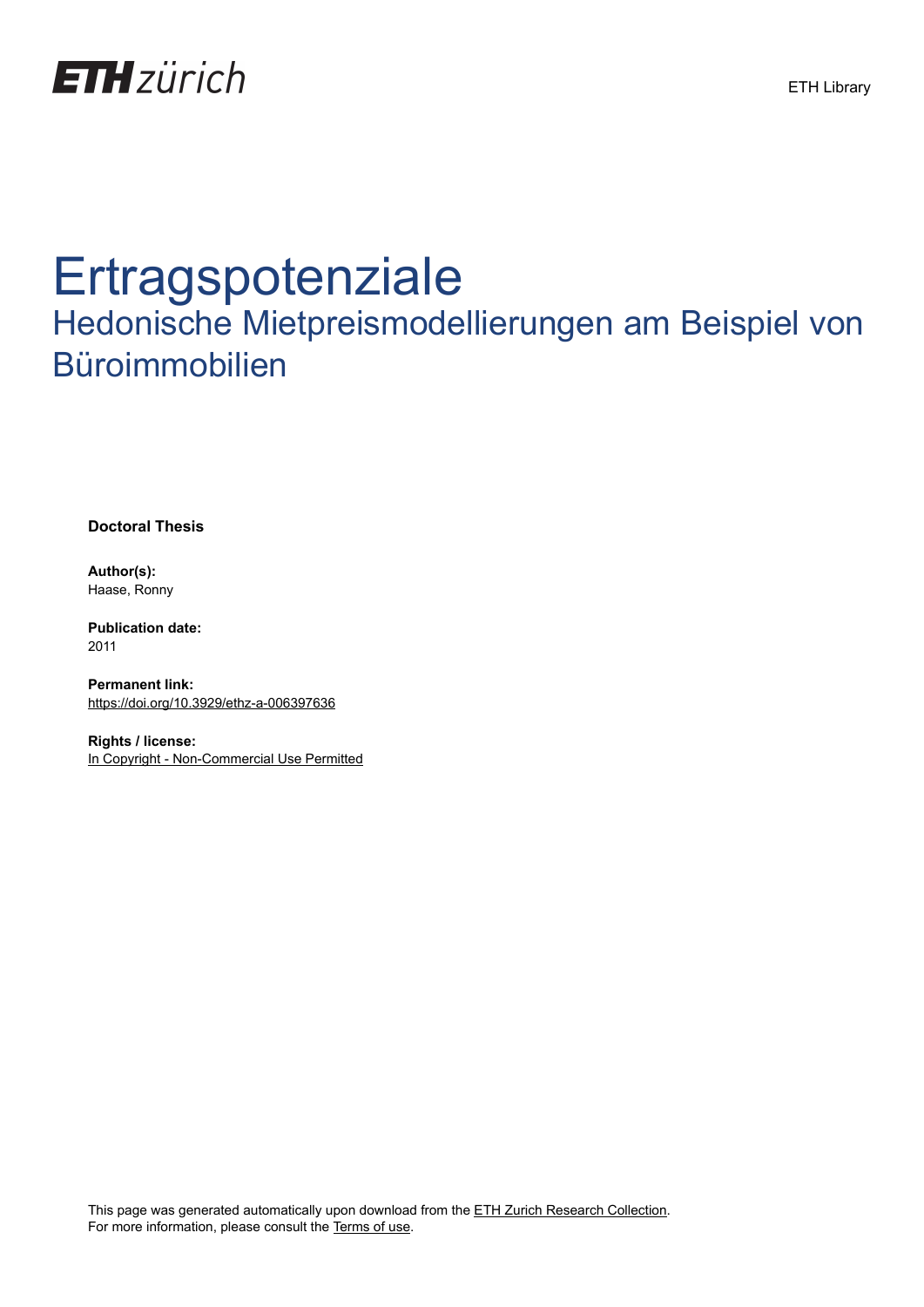ETH zürich

ETH Library

# Ertragspotenziale

## Hedonische Mietpreismodellierungen am Beispiel von Büroimmobilien

**Doctoral Thesis**

**Author(s):**
Haase, Ronny

**Publication date:**
2011

**Permanent link:**
https://doi.org/10.3929/ethz-a-006397636

**Rights / license:**
In Copyright - Non-Commercial Use Permitted

This page was generated automatically upon download from the ETH Zurich Research Collection.
For more information, please consult the Terms of use.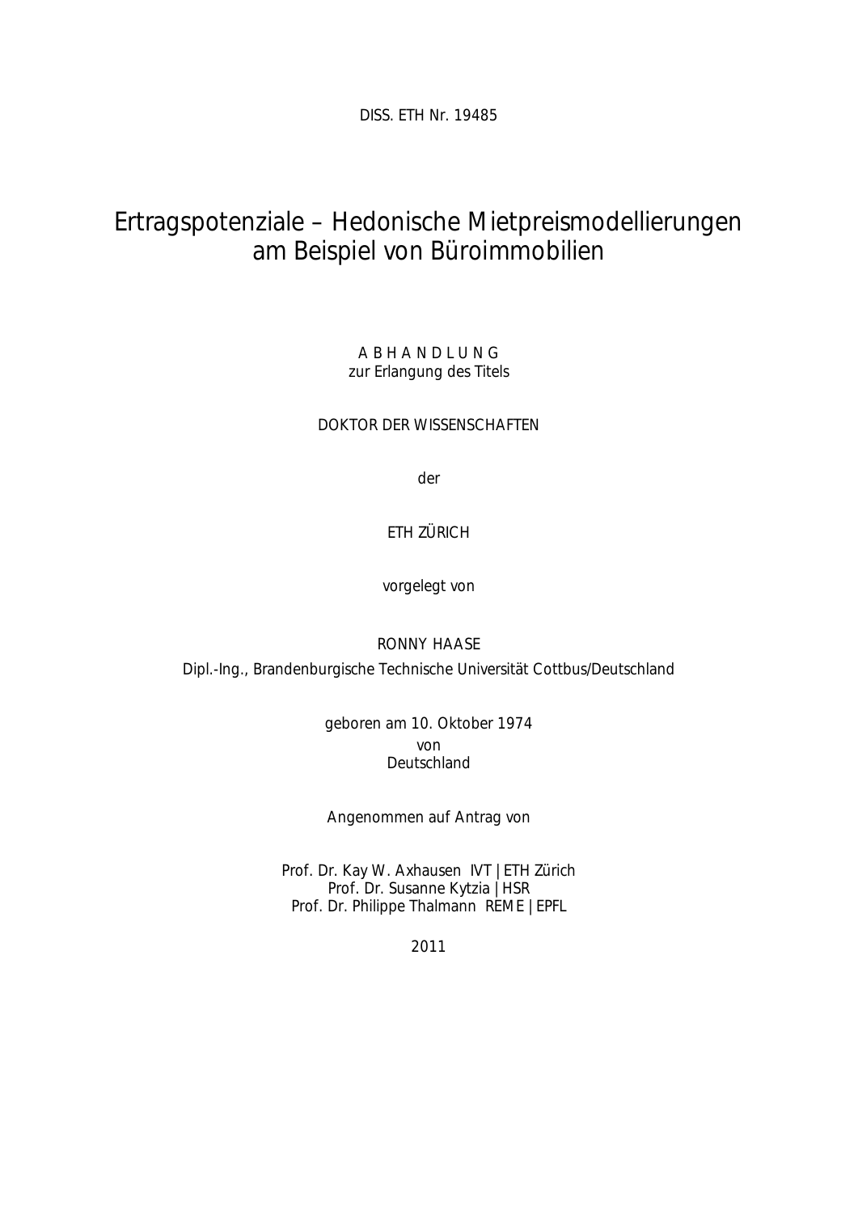DISS. ETH Nr. 19485

# Ertragspotenziale – Hedonische Mietpreismodellierungen am Beispiel von Büroimmobilien

A B H A N D L U N G
zur Erlangung des Titels

DOKTOR DER WISSENSCHAFTEN

der

ETH ZÜRICH

vorgelegt von

RONNY HAASE

Dipl.-Ing., Brandenburgische Technische Universität Cottbus/Deutschland

geboren am 10. Oktober 1974
von
Deutschland

Angenommen auf Antrag von

Prof. Dr. Kay W. Axhausen IVT | ETH Zürich
Prof. Dr. Susanne Kytzia | HSR
Prof. Dr. Philippe Thalmann REME | EPFL

2011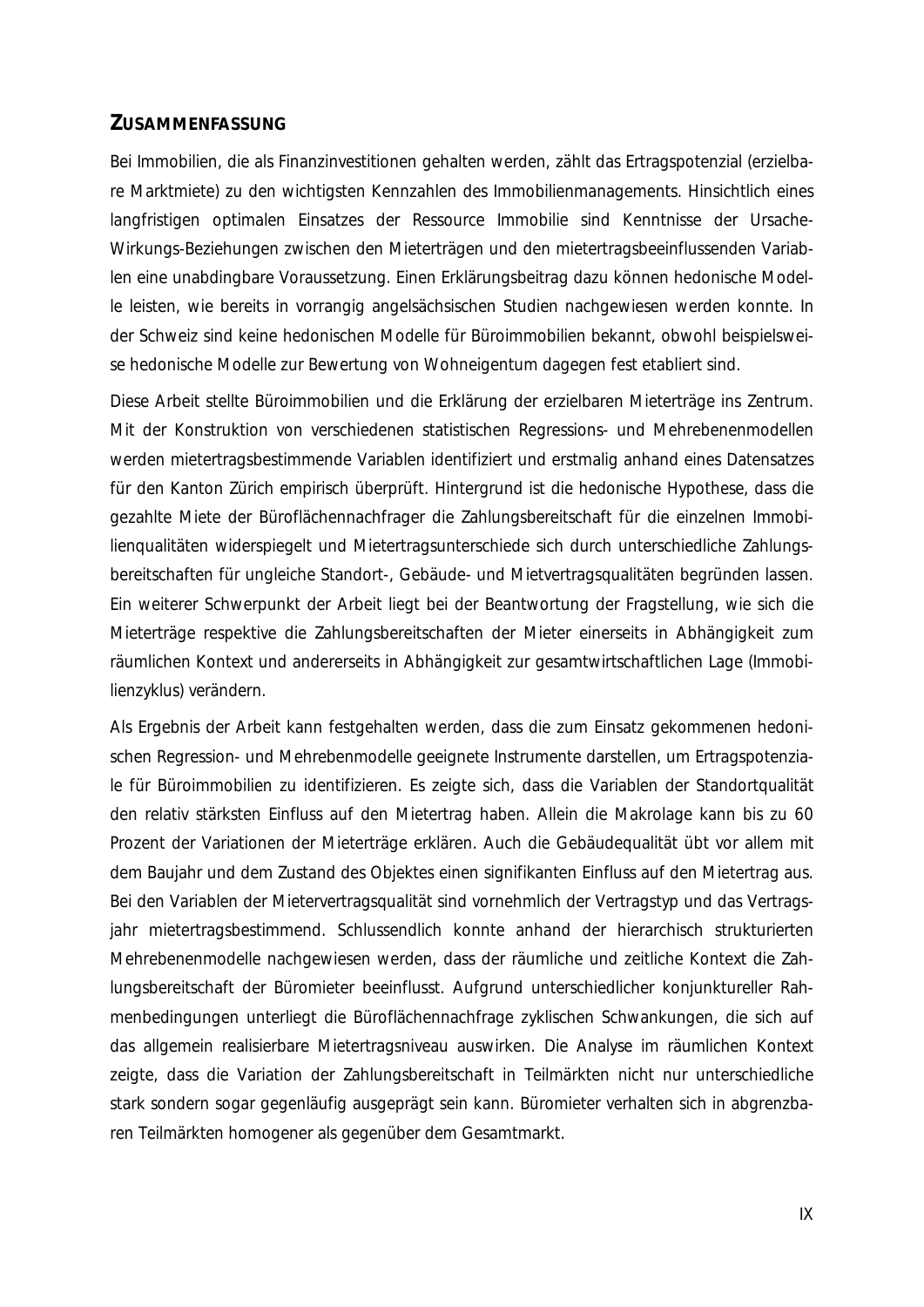## ZUSAMMENFASSUNG

Bei Immobilien, die als Finanzinvestitionen gehalten werden, zählt das Ertragspotenzial (erzielbare Marktmiete) zu den wichtigsten Kennzahlen des Immobilienmanagements. Hinsichtlich eines langfristigen optimalen Einsatzes der Ressource Immobilie sind Kenntnisse der Ursache-Wirkungs-Beziehungen zwischen den Mieterträgen und den mietertragsbeeinflussenden Variablen eine unabdingbare Voraussetzung. Einen Erklärungsbeitrag dazu können hedonische Modelle leisten, wie bereits in vorrangig angelsächsischen Studien nachgewiesen werden konnte. In der Schweiz sind keine hedonischen Modelle für Büroimmobilien bekannt, obwohl beispielsweise hedonische Modelle zur Bewertung von Wohneigentum dagegen fest etabliert sind.

Diese Arbeit stellte Büroimmobilien und die Erklärung der erzielbaren Mieterträge ins Zentrum. Mit der Konstruktion von verschiedenen statistischen Regressions- und Mehrebenenmodellen werden mietertragsbestimmende Variablen identifiziert und erstmalig anhand eines Datensatzes für den Kanton Zürich empirisch überprüft. Hintergrund ist die hedonische Hypothese, dass die gezahlte Miete der Büroflächennachfrager die Zahlungsbereitschaft für die einzelnen Immobilienqualitäten widerspiegelt und Mietertragsunterschiede sich durch unterschiedliche Zahlungsbereitschaften für ungleiche Standort-, Gebäude- und Mietvertragsqualitäten begründen lassen. Ein weiterer Schwerpunkt der Arbeit liegt bei der Beantwortung der Fragstellung, wie sich die Mieterträge respektive die Zahlungsbereitschaften der Mieter einerseits in Abhängigkeit zum räumlichen Kontext und andererseits in Abhängigkeit zur gesamtwirtschaftlichen Lage (Immobilienzyklus) verändern.

Als Ergebnis der Arbeit kann festgehalten werden, dass die zum Einsatz gekommenen hedonischen Regression- und Mehrebenmodelle geeignete Instrumente darstellen, um Ertragspotenziale für Büroimmobilien zu identifizieren. Es zeigte sich, dass die Variablen der Standortqualität den relativ stärksten Einfluss auf den Mietertrag haben. Allein die Makrolage kann bis zu 60 Prozent der Variationen der Mieterträge erklären. Auch die Gebäudequalität übt vor allem mit dem Baujahr und dem Zustand des Objektes einen signifikanten Einfluss auf den Mietertrag aus. Bei den Variablen der Mietervertragsqualität sind vornehmlich der Vertragstyp und das Vertragsjahr mietertragsbestimmend. Schlussendlich konnte anhand der hierarchisch strukturierten Mehrebenenmodelle nachgewiesen werden, dass der räumliche und zeitliche Kontext die Zahlungsbereitschaft der Büromieter beeinflusst. Aufgrund unterschiedlicher konjunktureller Rahmenbedingungen unterliegt die Büroflächennachfrage zyklischen Schwankungen, die sich auf das allgemein realisierbare Mietertragsniveau auswirken. Die Analyse im räumlichen Kontext zeigte, dass die Variation der Zahlungsbereitschaft in Teilmärkten nicht nur unterschiedliche stark sondern sogar gegenläufig ausgeprägt sein kann. Büromieter verhalten sich in abgrenzbaren Teilmärkten homogener als gegenüber dem Gesamtmarkt.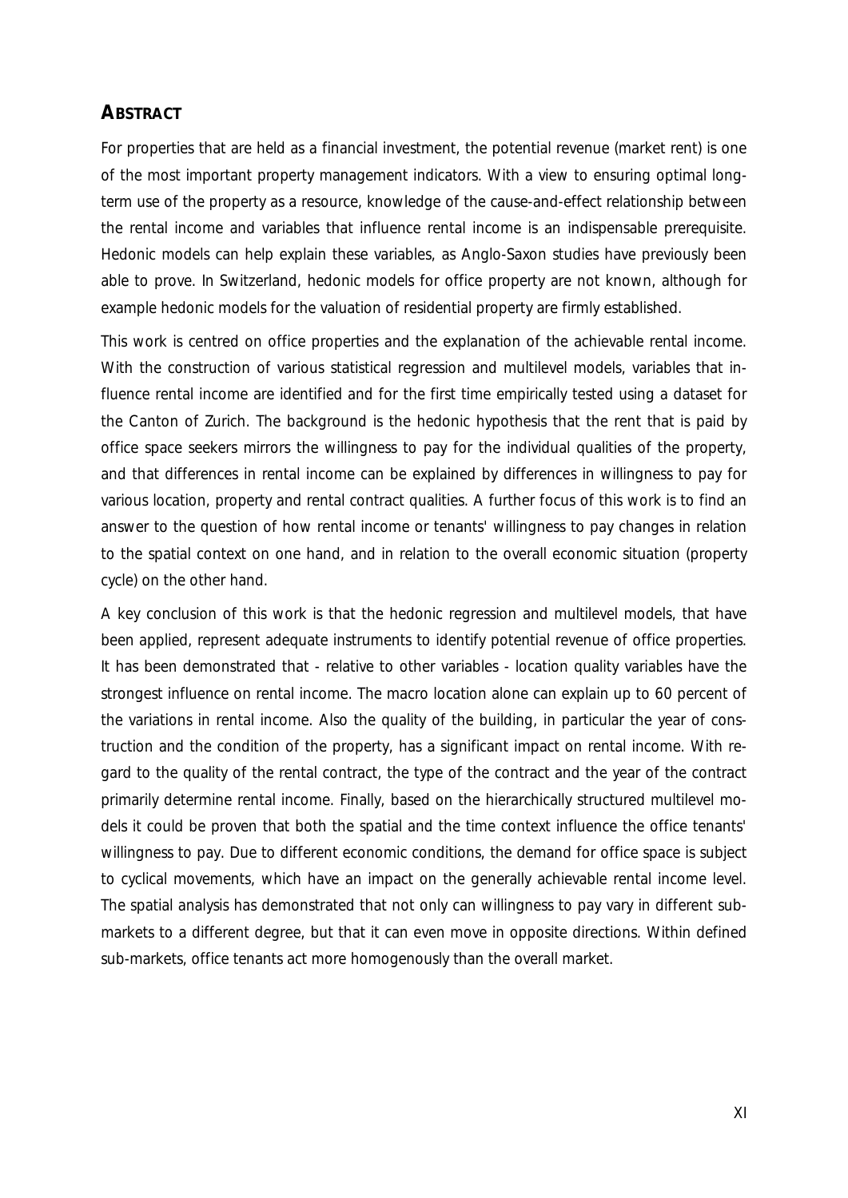## ABSTRACT

For properties that are held as a financial investment, the potential revenue (market rent) is one of the most important property management indicators. With a view to ensuring optimal long-term use of the property as a resource, knowledge of the cause-and-effect relationship between the rental income and variables that influence rental income is an indispensable prerequisite. Hedonic models can help explain these variables, as Anglo-Saxon studies have previously been able to prove. In Switzerland, hedonic models for office property are not known, although for example hedonic models for the valuation of residential property are firmly established.

This work is centred on office properties and the explanation of the achievable rental income. With the construction of various statistical regression and multilevel models, variables that influence rental income are identified and for the first time empirically tested using a dataset for the Canton of Zurich. The background is the hedonic hypothesis that the rent that is paid by office space seekers mirrors the willingness to pay for the individual qualities of the property, and that differences in rental income can be explained by differences in willingness to pay for various location, property and rental contract qualities. A further focus of this work is to find an answer to the question of how rental income or tenants' willingness to pay changes in relation to the spatial context on one hand, and in relation to the overall economic situation (property cycle) on the other hand.

A key conclusion of this work is that the hedonic regression and multilevel models, that have been applied, represent adequate instruments to identify potential revenue of office properties. It has been demonstrated that - relative to other variables - location quality variables have the strongest influence on rental income. The macro location alone can explain up to 60 percent of the variations in rental income. Also the quality of the building, in particular the year of construction and the condition of the property, has a significant impact on rental income. With regard to the quality of the rental contract, the type of the contract and the year of the contract primarily determine rental income. Finally, based on the hierarchically structured multilevel models it could be proven that both the spatial and the time context influence the office tenants' willingness to pay. Due to different economic conditions, the demand for office space is subject to cyclical movements, which have an impact on the generally achievable rental income level. The spatial analysis has demonstrated that not only can willingness to pay vary in different sub-markets to a different degree, but that it can even move in opposite directions. Within defined sub-markets, office tenants act more homogenously than the overall market.